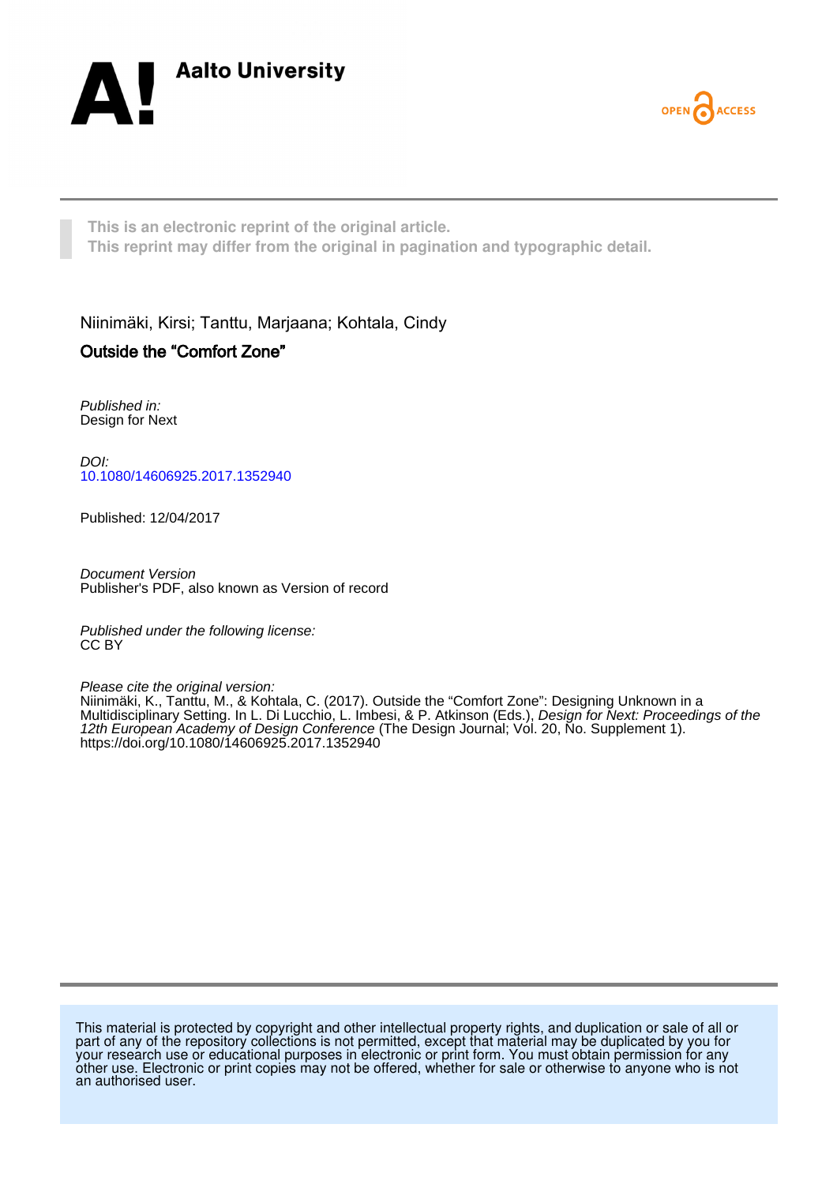Aalto University

OPEN ACCESS

This is an electronic reprint of the original article.
This reprint may differ from the original in pagination and typographic detail.

Niinimäki, Kirsi; Tanttu, Marjaana; Kohtala, Cindy

# Outside the "Comfort Zone"

*Published in:*
Design for Next

*DOI:*
10.1080/14606925.2017.1352940

Published: 12/04/2017

*Document Version*
Publisher's PDF, also known as Version of record

*Published under the following license:*
CC BY

*Please cite the original version:*
Niinimäki, K., Tanttu, M., & Kohtala, C. (2017). Outside the "Comfort Zone": Designing Unknown in a Multidisciplinary Setting. In L. Di Lucchio, L. Imbesi, & P. Atkinson (Eds.), *Design for Next: Proceedings of the 12th European Academy of Design Conference* (The Design Journal; Vol. 20, No. Supplement 1). https://doi.org/10.1080/14606925.2017.1352940

This material is protected by copyright and other intellectual property rights, and duplication or sale of all or part of any of the repository collections is not permitted, except that material may be duplicated by you for your research use or educational purposes in electronic or print form. You must obtain permission for any other use. Electronic or print copies may not be offered, whether for sale or otherwise to anyone who is not an authorised user.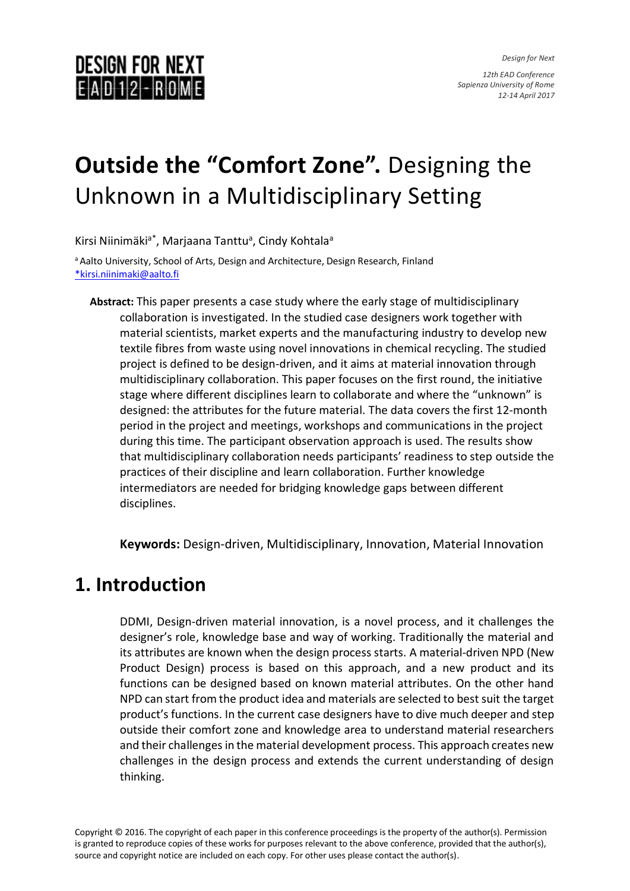# **Outside the "Comfort Zone".** Designing the Unknown in a Multidisciplinary Setting

Kirsi Niinimäki[a*], Marjaana Tanttu[a], Cindy Kohtala[a]

[a] Aalto University, School of Arts, Design and Architecture, Design Research, Finland
*kirsi.niinimaki@aalto.fi

**Abstract:** This paper presents a case study where the early stage of multidisciplinary collaboration is investigated. In the studied case designers work together with material scientists, market experts and the manufacturing industry to develop new textile fibres from waste using novel innovations in chemical recycling. The studied project is defined to be design-driven, and it aims at material innovation through multidisciplinary collaboration. This paper focuses on the first round, the initiative stage where different disciplines learn to collaborate and where the "unknown" is designed: the attributes for the future material. The data covers the first 12-month period in the project and meetings, workshops and communications in the project during this time. The participant observation approach is used. The results show that multidisciplinary collaboration needs participants' readiness to step outside the practices of their discipline and learn collaboration. Further knowledge intermediators are needed for bridging knowledge gaps between different disciplines.

**Keywords:** Design-driven, Multidisciplinary, Innovation, Material Innovation

## 1. Introduction

DDMI, Design-driven material innovation, is a novel process, and it challenges the designer's role, knowledge base and way of working. Traditionally the material and its attributes are known when the design process starts. A material-driven NPD (New Product Design) process is based on this approach, and a new product and its functions can be designed based on known material attributes. On the other hand NPD can start from the product idea and materials are selected to best suit the target product's functions. In the current case designers have to dive much deeper and step outside their comfort zone and knowledge area to understand material researchers and their challenges in the material development process. This approach creates new challenges in the design process and extends the current understanding of design thinking.

Copyright © 2016. The copyright of each paper in this conference proceedings is the property of the author(s). Permission is granted to reproduce copies of these works for purposes relevant to the above conference, provided that the author(s), source and copyright notice are included on each copy. For other uses please contact the author(s).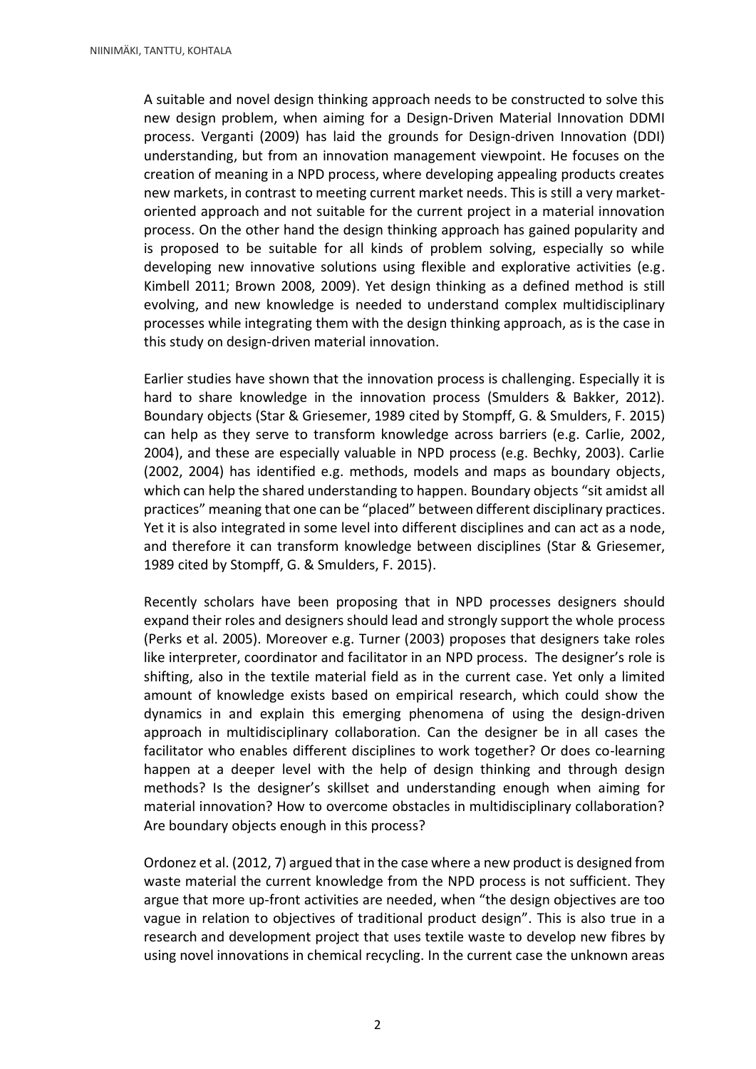A suitable and novel design thinking approach needs to be constructed to solve this new design problem, when aiming for a Design-Driven Material Innovation DDMI process. Verganti (2009) has laid the grounds for Design-driven Innovation (DDI) understanding, but from an innovation management viewpoint. He focuses on the creation of meaning in a NPD process, where developing appealing products creates new markets, in contrast to meeting current market needs. This is still a very market-oriented approach and not suitable for the current project in a material innovation process. On the other hand the design thinking approach has gained popularity and is proposed to be suitable for all kinds of problem solving, especially so while developing new innovative solutions using flexible and explorative activities (e.g. Kimbell 2011; Brown 2008, 2009). Yet design thinking as a defined method is still evolving, and new knowledge is needed to understand complex multidisciplinary processes while integrating them with the design thinking approach, as is the case in this study on design-driven material innovation.

Earlier studies have shown that the innovation process is challenging. Especially it is hard to share knowledge in the innovation process (Smulders & Bakker, 2012). Boundary objects (Star & Griesemer, 1989 cited by Stompff, G. & Smulders, F. 2015) can help as they serve to transform knowledge across barriers (e.g. Carlie, 2002, 2004), and these are especially valuable in NPD process (e.g. Bechky, 2003). Carlie (2002, 2004) has identified e.g. methods, models and maps as boundary objects, which can help the shared understanding to happen. Boundary objects "sit amidst all practices" meaning that one can be "placed" between different disciplinary practices. Yet it is also integrated in some level into different disciplines and can act as a node, and therefore it can transform knowledge between disciplines (Star & Griesemer, 1989 cited by Stompff, G. & Smulders, F. 2015).

Recently scholars have been proposing that in NPD processes designers should expand their roles and designers should lead and strongly support the whole process (Perks et al. 2005). Moreover e.g. Turner (2003) proposes that designers take roles like interpreter, coordinator and facilitator in an NPD process. The designer's role is shifting, also in the textile material field as in the current case. Yet only a limited amount of knowledge exists based on empirical research, which could show the dynamics in and explain this emerging phenomena of using the design-driven approach in multidisciplinary collaboration. Can the designer be in all cases the facilitator who enables different disciplines to work together? Or does co-learning happen at a deeper level with the help of design thinking and through design methods? Is the designer's skillset and understanding enough when aiming for material innovation? How to overcome obstacles in multidisciplinary collaboration? Are boundary objects enough in this process?

Ordonez et al. (2012, 7) argued that in the case where a new product is designed from waste material the current knowledge from the NPD process is not sufficient. They argue that more up-front activities are needed, when "the design objectives are too vague in relation to objectives of traditional product design". This is also true in a research and development project that uses textile waste to develop new fibres by using novel innovations in chemical recycling. In the current case the unknown areas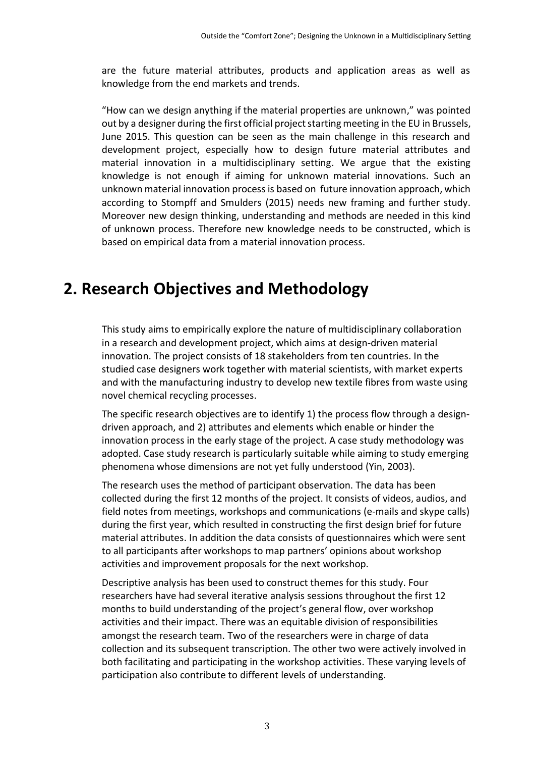are the future material attributes, products and application areas as well as knowledge from the end markets and trends.

"How can we design anything if the material properties are unknown," was pointed out by a designer during the first official project starting meeting in the EU in Brussels, June 2015. This question can be seen as the main challenge in this research and development project, especially how to design future material attributes and material innovation in a multidisciplinary setting. We argue that the existing knowledge is not enough if aiming for unknown material innovations. Such an unknown material innovation process is based on future innovation approach, which according to Stompff and Smulders (2015) needs new framing and further study. Moreover new design thinking, understanding and methods are needed in this kind of unknown process. Therefore new knowledge needs to be constructed, which is based on empirical data from a material innovation process.

# 2. Research Objectives and Methodology

This study aims to empirically explore the nature of multidisciplinary collaboration in a research and development project, which aims at design-driven material innovation. The project consists of 18 stakeholders from ten countries. In the studied case designers work together with material scientists, with market experts and with the manufacturing industry to develop new textile fibres from waste using novel chemical recycling processes.

The specific research objectives are to identify 1) the process flow through a design-driven approach, and 2) attributes and elements which enable or hinder the innovation process in the early stage of the project. A case study methodology was adopted. Case study research is particularly suitable while aiming to study emerging phenomena whose dimensions are not yet fully understood (Yin, 2003).

The research uses the method of participant observation. The data has been collected during the first 12 months of the project. It consists of videos, audios, and field notes from meetings, workshops and communications (e-mails and skype calls) during the first year, which resulted in constructing the first design brief for future material attributes. In addition the data consists of questionnaires which were sent to all participants after workshops to map partners' opinions about workshop activities and improvement proposals for the next workshop.

Descriptive analysis has been used to construct themes for this study. Four researchers have had several iterative analysis sessions throughout the first 12 months to build understanding of the project's general flow, over workshop activities and their impact. There was an equitable division of responsibilities amongst the research team. Two of the researchers were in charge of data collection and its subsequent transcription. The other two were actively involved in both facilitating and participating in the workshop activities. These varying levels of participation also contribute to different levels of understanding.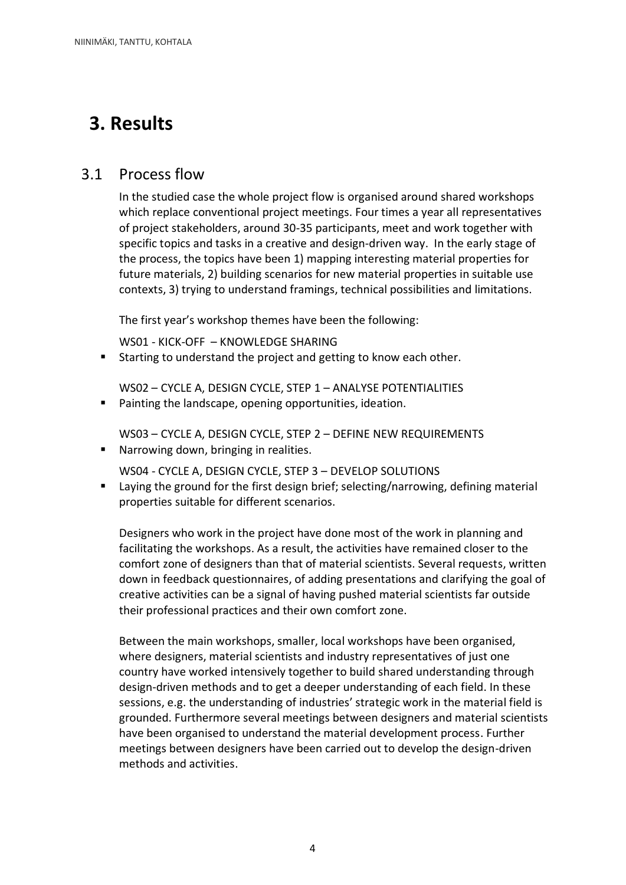# 3. Results

## 3.1 Process flow

In the studied case the whole project flow is organised around shared workshops which replace conventional project meetings. Four times a year all representatives of project stakeholders, around 30-35 participants, meet and work together with specific topics and tasks in a creative and design-driven way. In the early stage of the process, the topics have been 1) mapping interesting material properties for future materials, 2) building scenarios for new material properties in suitable use contexts, 3) trying to understand framings, technical possibilities and limitations.

The first year's workshop themes have been the following:

WS01 - KICK-OFF – KNOWLEDGE SHARING

- Starting to understand the project and getting to know each other.

WS02 – CYCLE A, DESIGN CYCLE, STEP 1 – ANALYSE POTENTIALITIES

- Painting the landscape, opening opportunities, ideation.

WS03 – CYCLE A, DESIGN CYCLE, STEP 2 – DEFINE NEW REQUIREMENTS

- Narrowing down, bringing in realities.

WS04 - CYCLE A, DESIGN CYCLE, STEP 3 – DEVELOP SOLUTIONS

- Laying the ground for the first design brief; selecting/narrowing, defining material properties suitable for different scenarios.

Designers who work in the project have done most of the work in planning and facilitating the workshops. As a result, the activities have remained closer to the comfort zone of designers than that of material scientists. Several requests, written down in feedback questionnaires, of adding presentations and clarifying the goal of creative activities can be a signal of having pushed material scientists far outside their professional practices and their own comfort zone.

Between the main workshops, smaller, local workshops have been organised, where designers, material scientists and industry representatives of just one country have worked intensively together to build shared understanding through design-driven methods and to get a deeper understanding of each field. In these sessions, e.g. the understanding of industries' strategic work in the material field is grounded. Furthermore several meetings between designers and material scientists have been organised to understand the material development process. Further meetings between designers have been carried out to develop the design-driven methods and activities.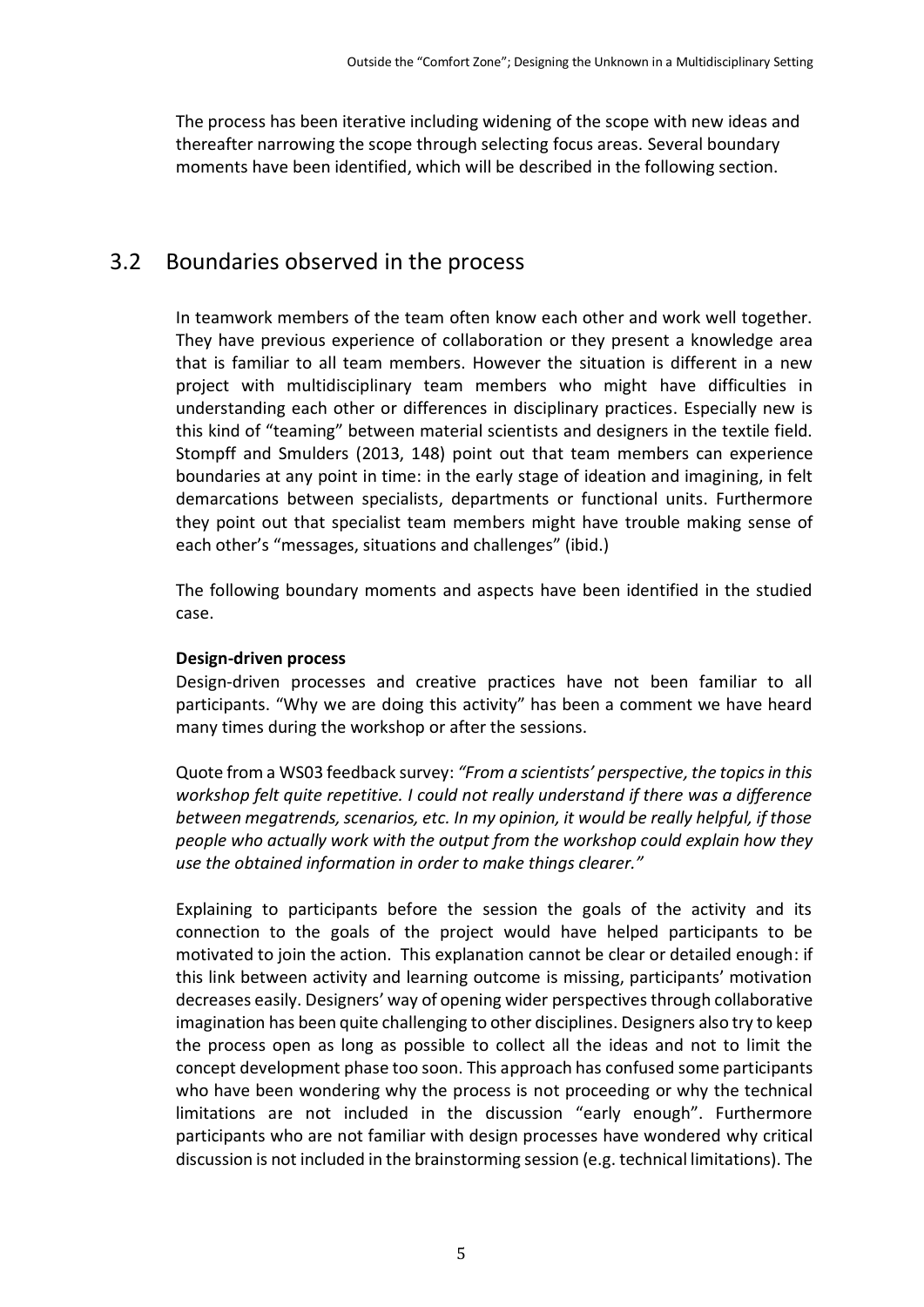The process has been iterative including widening of the scope with new ideas and thereafter narrowing the scope through selecting focus areas. Several boundary moments have been identified, which will be described in the following section.

## 3.2 Boundaries observed in the process

In teamwork members of the team often know each other and work well together. They have previous experience of collaboration or they present a knowledge area that is familiar to all team members. However the situation is different in a new project with multidisciplinary team members who might have difficulties in understanding each other or differences in disciplinary practices. Especially new is this kind of "teaming" between material scientists and designers in the textile field. Stompff and Smulders (2013, 148) point out that team members can experience boundaries at any point in time: in the early stage of ideation and imagining, in felt demarcations between specialists, departments or functional units. Furthermore they point out that specialist team members might have trouble making sense of each other's "messages, situations and challenges" (ibid.)

The following boundary moments and aspects have been identified in the studied case.

**Design-driven process**

Design-driven processes and creative practices have not been familiar to all participants. "Why we are doing this activity" has been a comment we have heard many times during the workshop or after the sessions.

Quote from a WS03 feedback survey: *"From a scientists' perspective, the topics in this workshop felt quite repetitive. I could not really understand if there was a difference between megatrends, scenarios, etc. In my opinion, it would be really helpful, if those people who actually work with the output from the workshop could explain how they use the obtained information in order to make things clearer."*

Explaining to participants before the session the goals of the activity and its connection to the goals of the project would have helped participants to be motivated to join the action. This explanation cannot be clear or detailed enough: if this link between activity and learning outcome is missing, participants' motivation decreases easily. Designers' way of opening wider perspectives through collaborative imagination has been quite challenging to other disciplines. Designers also try to keep the process open as long as possible to collect all the ideas and not to limit the concept development phase too soon. This approach has confused some participants who have been wondering why the process is not proceeding or why the technical limitations are not included in the discussion "early enough". Furthermore participants who are not familiar with design processes have wondered why critical discussion is not included in the brainstorming session (e.g. technical limitations). The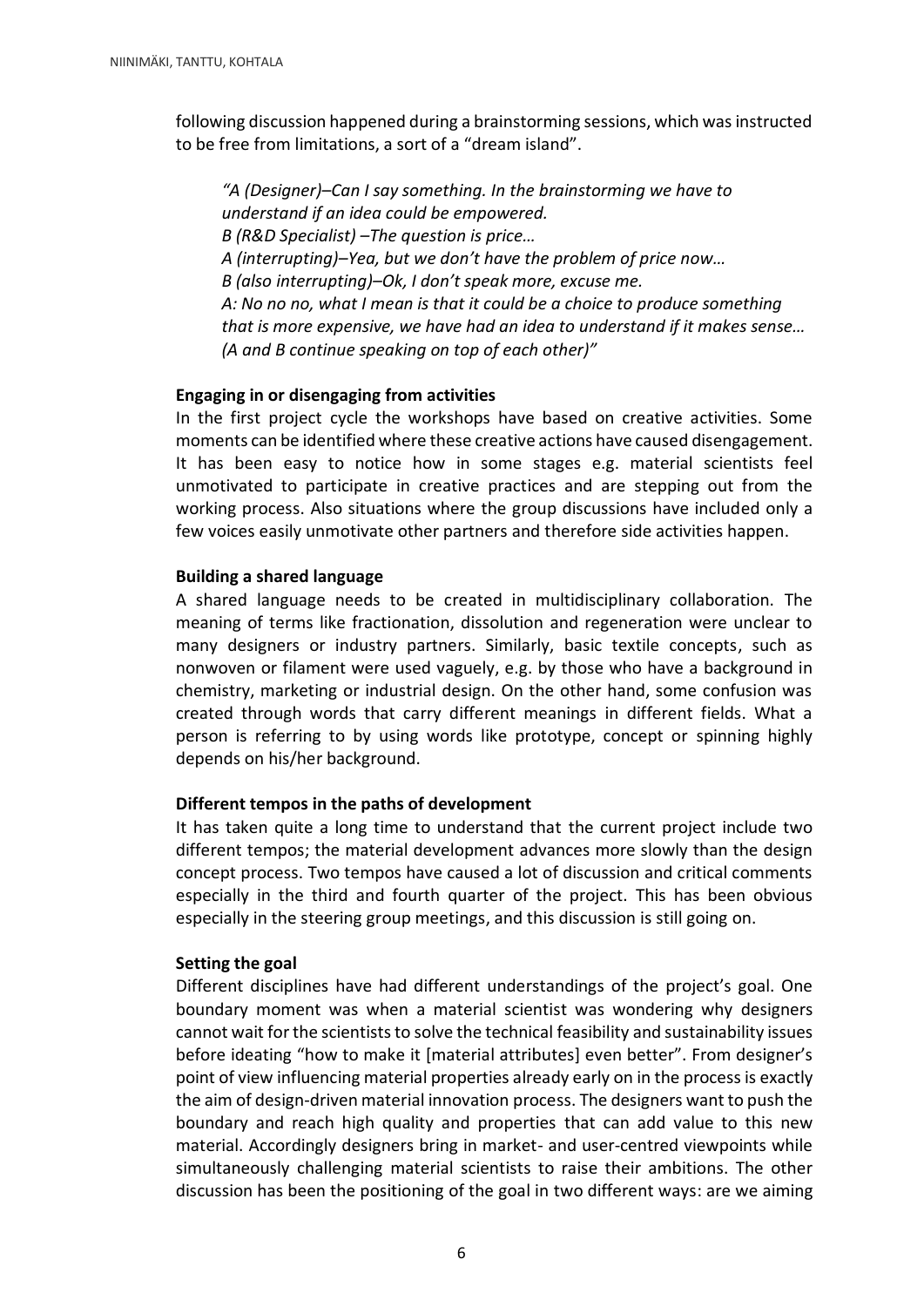following discussion happened during a brainstorming sessions, which was instructed to be free from limitations, a sort of a "dream island".

> *"A (Designer)–Can I say something. In the brainstorming we have to understand if an idea could be empowered.*
> *B (R&D Specialist) –The question is price…*
> *A (interrupting)–Yea, but we don't have the problem of price now…*
> *B (also interrupting)–Ok, I don't speak more, excuse me.*
> *A: No no no, what I mean is that it could be a choice to produce something that is more expensive, we have had an idea to understand if it makes sense… (A and B continue speaking on top of each other)"*

**Engaging in or disengaging from activities**

In the first project cycle the workshops have based on creative activities. Some moments can be identified where these creative actions have caused disengagement. It has been easy to notice how in some stages e.g. material scientists feel unmotivated to participate in creative practices and are stepping out from the working process. Also situations where the group discussions have included only a few voices easily unmotivate other partners and therefore side activities happen.

**Building a shared language**

A shared language needs to be created in multidisciplinary collaboration. The meaning of terms like fractionation, dissolution and regeneration were unclear to many designers or industry partners. Similarly, basic textile concepts, such as nonwoven or filament were used vaguely, e.g. by those who have a background in chemistry, marketing or industrial design. On the other hand, some confusion was created through words that carry different meanings in different fields. What a person is referring to by using words like prototype, concept or spinning highly depends on his/her background.

**Different tempos in the paths of development**

It has taken quite a long time to understand that the current project include two different tempos; the material development advances more slowly than the design concept process. Two tempos have caused a lot of discussion and critical comments especially in the third and fourth quarter of the project. This has been obvious especially in the steering group meetings, and this discussion is still going on.

**Setting the goal**

Different disciplines have had different understandings of the project's goal. One boundary moment was when a material scientist was wondering why designers cannot wait for the scientists to solve the technical feasibility and sustainability issues before ideating "how to make it [material attributes] even better". From designer's point of view influencing material properties already early on in the process is exactly the aim of design-driven material innovation process. The designers want to push the boundary and reach high quality and properties that can add value to this new material. Accordingly designers bring in market- and user-centred viewpoints while simultaneously challenging material scientists to raise their ambitions. The other discussion has been the positioning of the goal in two different ways: are we aiming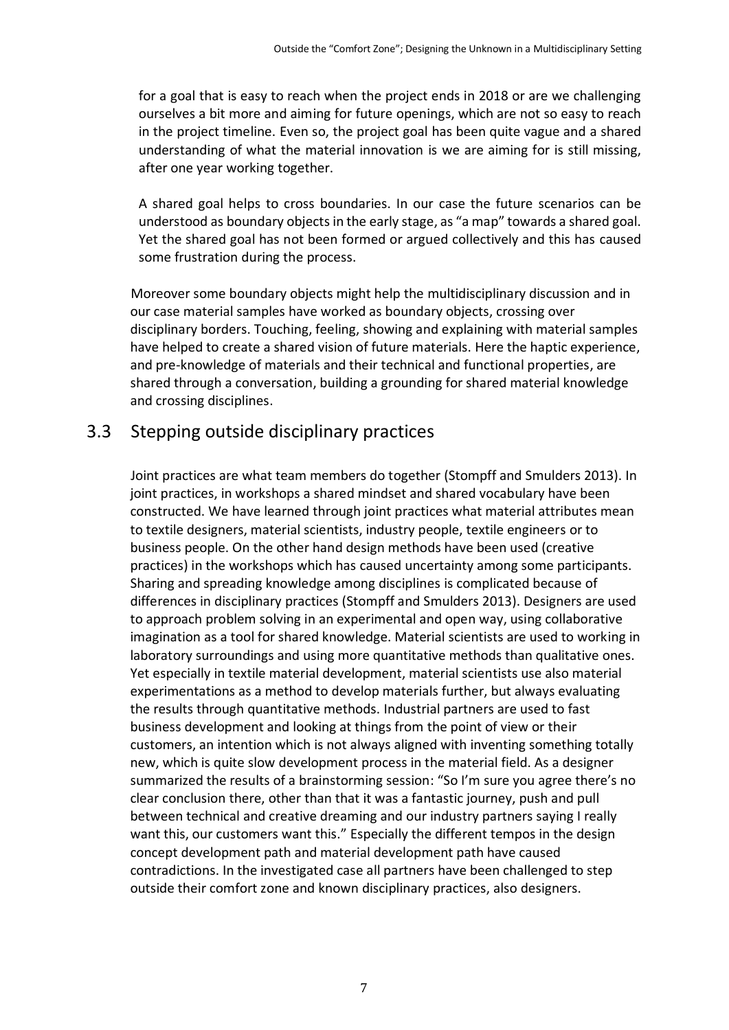for a goal that is easy to reach when the project ends in 2018 or are we challenging ourselves a bit more and aiming for future openings, which are not so easy to reach in the project timeline. Even so, the project goal has been quite vague and a shared understanding of what the material innovation is we are aiming for is still missing, after one year working together.

A shared goal helps to cross boundaries. In our case the future scenarios can be understood as boundary objects in the early stage, as "a map" towards a shared goal. Yet the shared goal has not been formed or argued collectively and this has caused some frustration during the process.

Moreover some boundary objects might help the multidisciplinary discussion and in our case material samples have worked as boundary objects, crossing over disciplinary borders. Touching, feeling, showing and explaining with material samples have helped to create a shared vision of future materials. Here the haptic experience, and pre-knowledge of materials and their technical and functional properties, are shared through a conversation, building a grounding for shared material knowledge and crossing disciplines.

## 3.3 Stepping outside disciplinary practices

Joint practices are what team members do together (Stompff and Smulders 2013). In joint practices, in workshops a shared mindset and shared vocabulary have been constructed. We have learned through joint practices what material attributes mean to textile designers, material scientists, industry people, textile engineers or to business people. On the other hand design methods have been used (creative practices) in the workshops which has caused uncertainty among some participants. Sharing and spreading knowledge among disciplines is complicated because of differences in disciplinary practices (Stompff and Smulders 2013). Designers are used to approach problem solving in an experimental and open way, using collaborative imagination as a tool for shared knowledge. Material scientists are used to working in laboratory surroundings and using more quantitative methods than qualitative ones. Yet especially in textile material development, material scientists use also material experimentations as a method to develop materials further, but always evaluating the results through quantitative methods. Industrial partners are used to fast business development and looking at things from the point of view or their customers, an intention which is not always aligned with inventing something totally new, which is quite slow development process in the material field. As a designer summarized the results of a brainstorming session: "So I'm sure you agree there's no clear conclusion there, other than that it was a fantastic journey, push and pull between technical and creative dreaming and our industry partners saying I really want this, our customers want this." Especially the different tempos in the design concept development path and material development path have caused contradictions. In the investigated case all partners have been challenged to step outside their comfort zone and known disciplinary practices, also designers.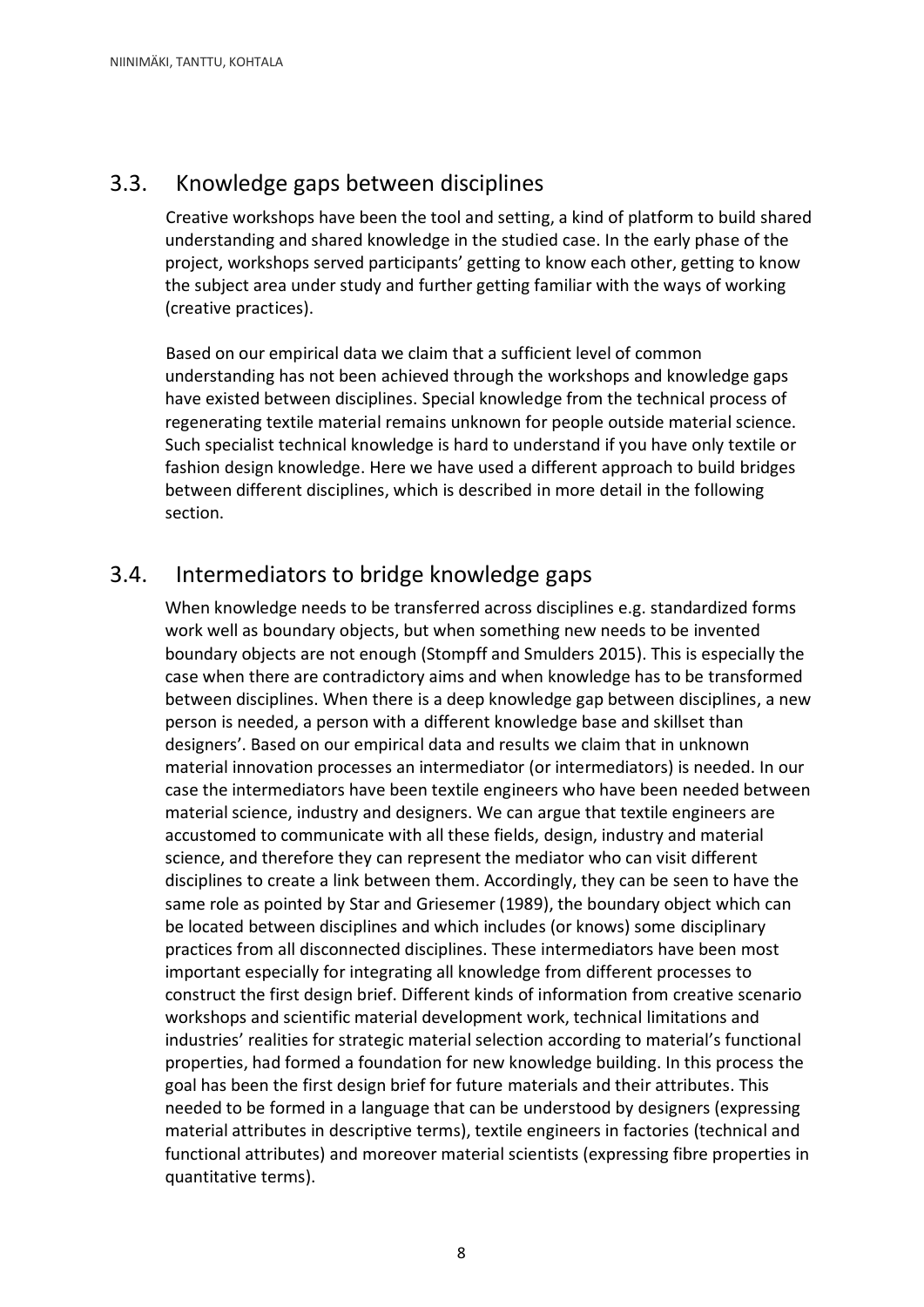## 3.3. Knowledge gaps between disciplines

Creative workshops have been the tool and setting, a kind of platform to build shared understanding and shared knowledge in the studied case. In the early phase of the project, workshops served participants' getting to know each other, getting to know the subject area under study and further getting familiar with the ways of working (creative practices).

Based on our empirical data we claim that a sufficient level of common understanding has not been achieved through the workshops and knowledge gaps have existed between disciplines. Special knowledge from the technical process of regenerating textile material remains unknown for people outside material science. Such specialist technical knowledge is hard to understand if you have only textile or fashion design knowledge. Here we have used a different approach to build bridges between different disciplines, which is described in more detail in the following section.

## 3.4. Intermediators to bridge knowledge gaps

When knowledge needs to be transferred across disciplines e.g. standardized forms work well as boundary objects, but when something new needs to be invented boundary objects are not enough (Stompff and Smulders 2015). This is especially the case when there are contradictory aims and when knowledge has to be transformed between disciplines. When there is a deep knowledge gap between disciplines, a new person is needed, a person with a different knowledge base and skillset than designers'. Based on our empirical data and results we claim that in unknown material innovation processes an intermediator (or intermediators) is needed. In our case the intermediators have been textile engineers who have been needed between material science, industry and designers. We can argue that textile engineers are accustomed to communicate with all these fields, design, industry and material science, and therefore they can represent the mediator who can visit different disciplines to create a link between them. Accordingly, they can be seen to have the same role as pointed by Star and Griesemer (1989), the boundary object which can be located between disciplines and which includes (or knows) some disciplinary practices from all disconnected disciplines. These intermediators have been most important especially for integrating all knowledge from different processes to construct the first design brief. Different kinds of information from creative scenario workshops and scientific material development work, technical limitations and industries' realities for strategic material selection according to material's functional properties, had formed a foundation for new knowledge building. In this process the goal has been the first design brief for future materials and their attributes. This needed to be formed in a language that can be understood by designers (expressing material attributes in descriptive terms), textile engineers in factories (technical and functional attributes) and moreover material scientists (expressing fibre properties in quantitative terms).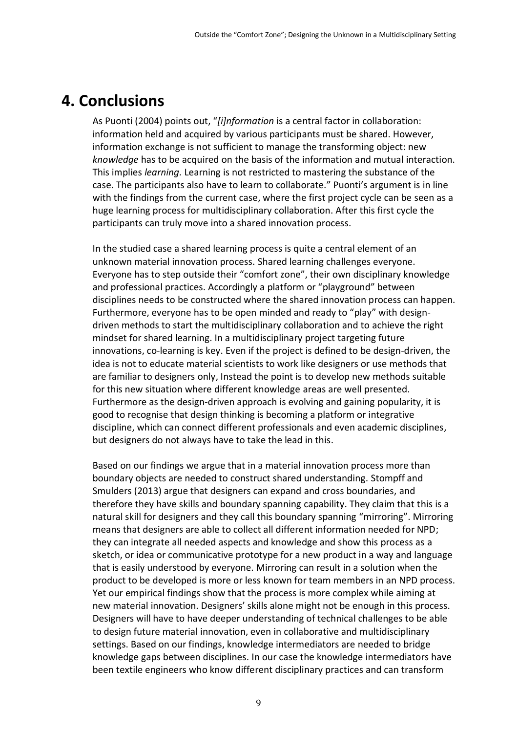# 4. Conclusions

As Puonti (2004) points out, "*[i]nformation* is a central factor in collaboration: information held and acquired by various participants must be shared. However, information exchange is not sufficient to manage the transforming object: new *knowledge* has to be acquired on the basis of the information and mutual interaction. This implies *learning.* Learning is not restricted to mastering the substance of the case. The participants also have to learn to collaborate." Puonti's argument is in line with the findings from the current case, where the first project cycle can be seen as a huge learning process for multidisciplinary collaboration. After this first cycle the participants can truly move into a shared innovation process.

In the studied case a shared learning process is quite a central element of an unknown material innovation process. Shared learning challenges everyone. Everyone has to step outside their "comfort zone", their own disciplinary knowledge and professional practices. Accordingly a platform or "playground" between disciplines needs to be constructed where the shared innovation process can happen. Furthermore, everyone has to be open minded and ready to "play" with design-driven methods to start the multidisciplinary collaboration and to achieve the right mindset for shared learning. In a multidisciplinary project targeting future innovations, co-learning is key. Even if the project is defined to be design-driven, the idea is not to educate material scientists to work like designers or use methods that are familiar to designers only, Instead the point is to develop new methods suitable for this new situation where different knowledge areas are well presented. Furthermore as the design-driven approach is evolving and gaining popularity, it is good to recognise that design thinking is becoming a platform or integrative discipline, which can connect different professionals and even academic disciplines, but designers do not always have to take the lead in this.

Based on our findings we argue that in a material innovation process more than boundary objects are needed to construct shared understanding. Stompff and Smulders (2013) argue that designers can expand and cross boundaries, and therefore they have skills and boundary spanning capability. They claim that this is a natural skill for designers and they call this boundary spanning "mirroring". Mirroring means that designers are able to collect all different information needed for NPD; they can integrate all needed aspects and knowledge and show this process as a sketch, or idea or communicative prototype for a new product in a way and language that is easily understood by everyone. Mirroring can result in a solution when the product to be developed is more or less known for team members in an NPD process. Yet our empirical findings show that the process is more complex while aiming at new material innovation. Designers' skills alone might not be enough in this process. Designers will have to have deeper understanding of technical challenges to be able to design future material innovation, even in collaborative and multidisciplinary settings. Based on our findings, knowledge intermediators are needed to bridge knowledge gaps between disciplines. In our case the knowledge intermediators have been textile engineers who know different disciplinary practices and can transform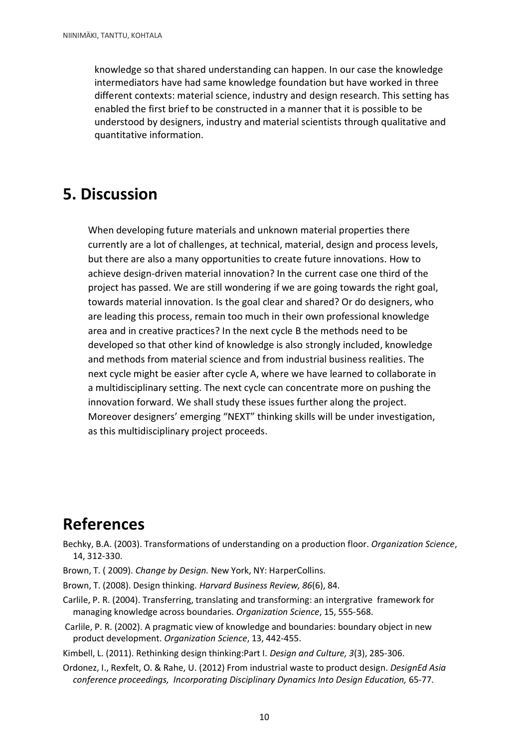knowledge so that shared understanding can happen. In our case the knowledge intermediators have had same knowledge foundation but have worked in three different contexts: material science, industry and design research. This setting has enabled the first brief to be constructed in a manner that it is possible to be understood by designers, industry and material scientists through qualitative and quantitative information.

## 5. Discussion

When developing future materials and unknown material properties there currently are a lot of challenges, at technical, material, design and process levels, but there are also a many opportunities to create future innovations. How to achieve design-driven material innovation? In the current case one third of the project has passed. We are still wondering if we are going towards the right goal, towards material innovation. Is the goal clear and shared? Or do designers, who are leading this process, remain too much in their own professional knowledge area and in creative practices? In the next cycle B the methods need to be developed so that other kind of knowledge is also strongly included, knowledge and methods from material science and from industrial business realities. The next cycle might be easier after cycle A, where we have learned to collaborate in a multidisciplinary setting. The next cycle can concentrate more on pushing the innovation forward. We shall study these issues further along the project. Moreover designers' emerging "NEXT" thinking skills will be under investigation, as this multidisciplinary project proceeds.

## References

Bechky, B.A. (2003). Transformations of understanding on a production floor. *Organization Science*, 14, 312-330.

Brown, T. ( 2009). *Change by Design.* New York, NY: HarperCollins.

Brown, T. (2008). Design thinking. *Harvard Business Review, 86*(6), 84.

Carlile, P. R. (2004). Transferring, translating and transforming: an intergrative framework for managing knowledge across boundaries. *Organization Science*, 15, 555-568.

Carlile, P. R. (2002). A pragmatic view of knowledge and boundaries: boundary object in new product development. *Organization Science*, 13, 442-455.

Kimbell, L. (2011). Rethinking design thinking:Part I. *Design and Culture, 3*(3), 285-306.

Ordonez, I., Rexfelt, O. & Rahe, U. (2012) From industrial waste to product design. *DesignEd Asia conference proceedings, Incorporating Disciplinary Dynamics Into Design Education,* 65-77.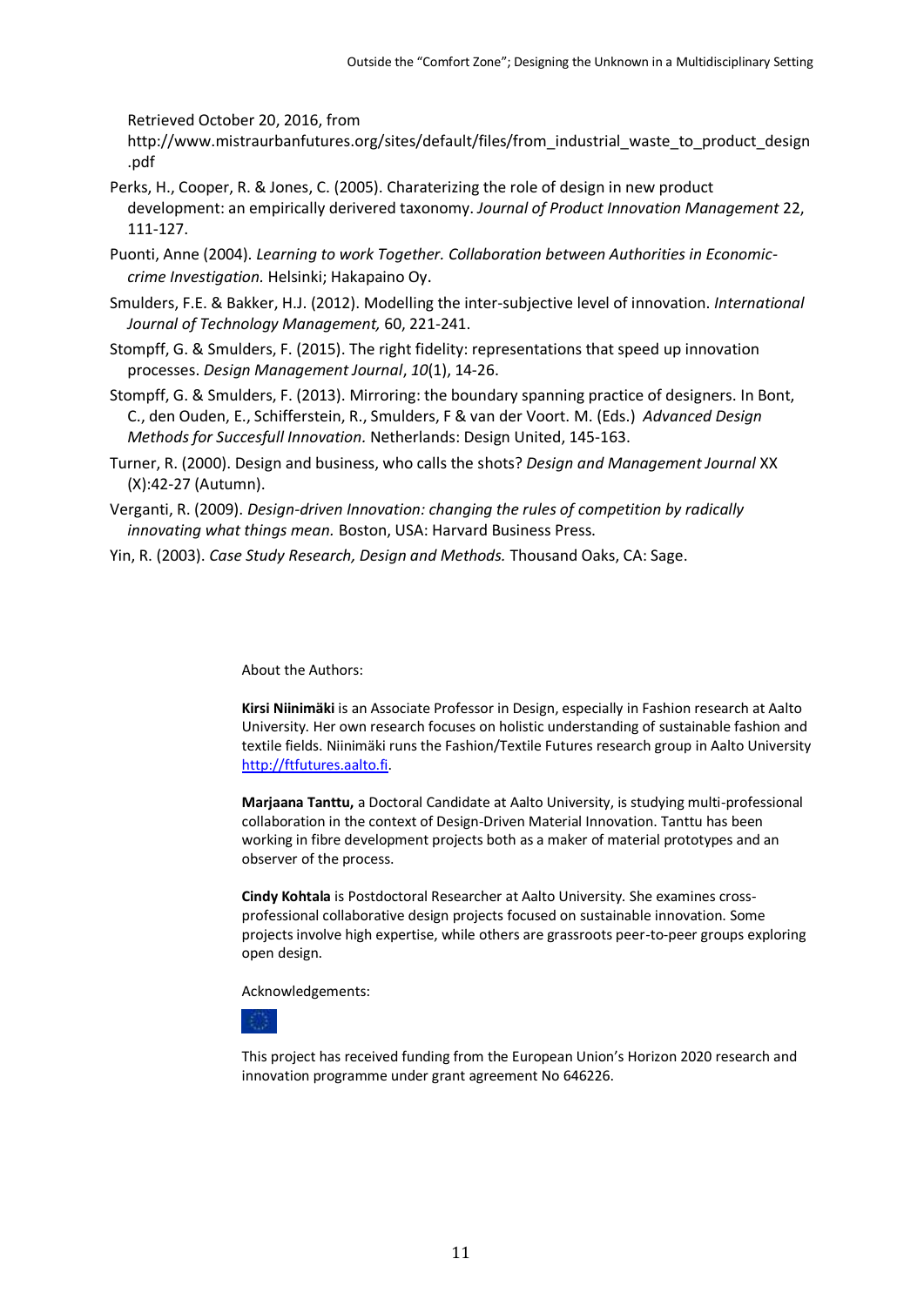Retrieved October 20, 2016, from http://www.mistraurbanfutures.org/sites/default/files/from_industrial_waste_to_product_design.pdf

Perks, H., Cooper, R. & Jones, C. (2005). Charaterizing the role of design in new product development: an empirically derivered taxonomy. *Journal of Product Innovation Management* 22, 111-127.

Puonti, Anne (2004). *Learning to work Together. Collaboration between Authorities in Economic-crime Investigation.* Helsinki; Hakapaino Oy.

Smulders, F.E. & Bakker, H.J. (2012). Modelling the inter-subjective level of innovation. *International Journal of Technology Management,* 60, 221-241.

Stompff, G. & Smulders, F. (2015). The right fidelity: representations that speed up innovation processes. *Design Management Journal*, *10*(1), 14-26.

Stompff, G. & Smulders, F. (2013). Mirroring: the boundary spanning practice of designers. In Bont, C., den Ouden, E., Schifferstein, R., Smulders, F & van der Voort. M. (Eds.) *Advanced Design Methods for Succesfull Innovation.* Netherlands: Design United, 145-163.

Turner, R. (2000). Design and business, who calls the shots? *Design and Management Journal* XX (X):42-27 (Autumn).

Verganti, R. (2009). *Design-driven Innovation: changing the rules of competition by radically innovating what things mean.* Boston, USA: Harvard Business Press.

Yin, R. (2003). *Case Study Research, Design and Methods.* Thousand Oaks, CA: Sage.

About the Authors:

**Kirsi Niinimäki** is an Associate Professor in Design, especially in Fashion research at Aalto University. Her own research focuses on holistic understanding of sustainable fashion and textile fields. Niinimäki runs the Fashion/Textile Futures research group in Aalto University http://ftfutures.aalto.fi.

**Marjaana Tanttu,** a Doctoral Candidate at Aalto University, is studying multi-professional collaboration in the context of Design-Driven Material Innovation. Tanttu has been working in fibre development projects both as a maker of material prototypes and an observer of the process.

**Cindy Kohtala** is Postdoctoral Researcher at Aalto University. She examines cross-professional collaborative design projects focused on sustainable innovation. Some projects involve high expertise, while others are grassroots peer-to-peer groups exploring open design.

Acknowledgements:

This project has received funding from the European Union's Horizon 2020 research and innovation programme under grant agreement No 646226.